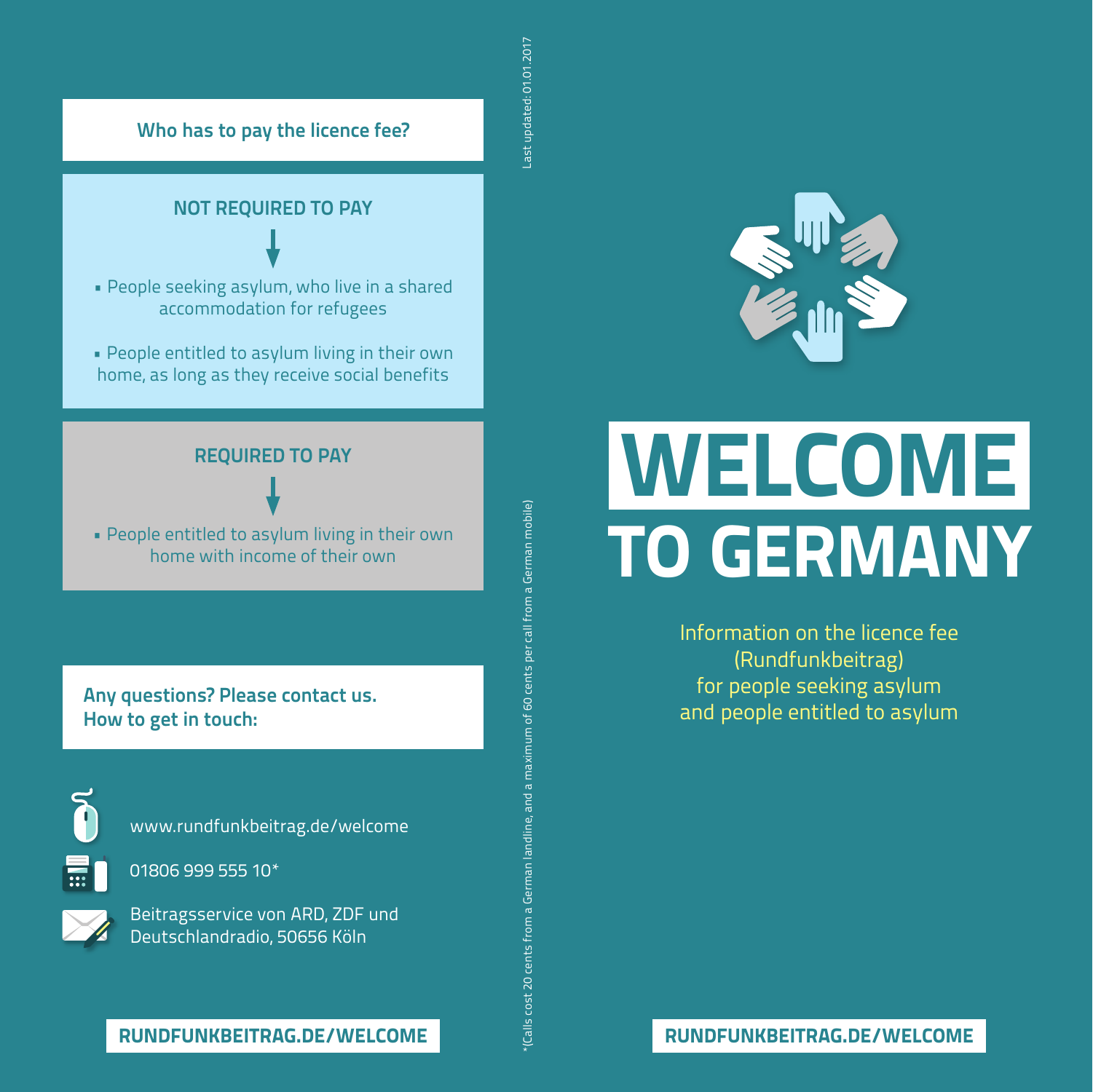# WELCOME TO GERMANY

Information on the licence fee (Rundfunkbeitrag) for people seeking asylum and people entitled to asylum

**RUNDFUNKBEITRAG.DE/WELCOME**

Last updated: 01.01.2017

## Who has to pay the licence fee?

### NOT REQUIRED TO PAY

- People seeking asylum, who live in a shared accommodation for refugees
- People entitled to asylum living in their own home, as long as they receive social benefits

### REQUIRED TO PAY

- People entitled to asylum living in their own home with income of their own

**Any questions? Please contact us.**
**How to get in touch:**

www.rundfunkbeitrag.de/welcome

01806 999 555 10*

Beitragsservice von ARD, ZDF und Deutschlandradio, 50656 Köln

**RUNDFUNKBEITRAG.DE/WELCOME**

*(Calls cost 20 cents from a German landline, and a maximum of 60 cents per call from a German mobile)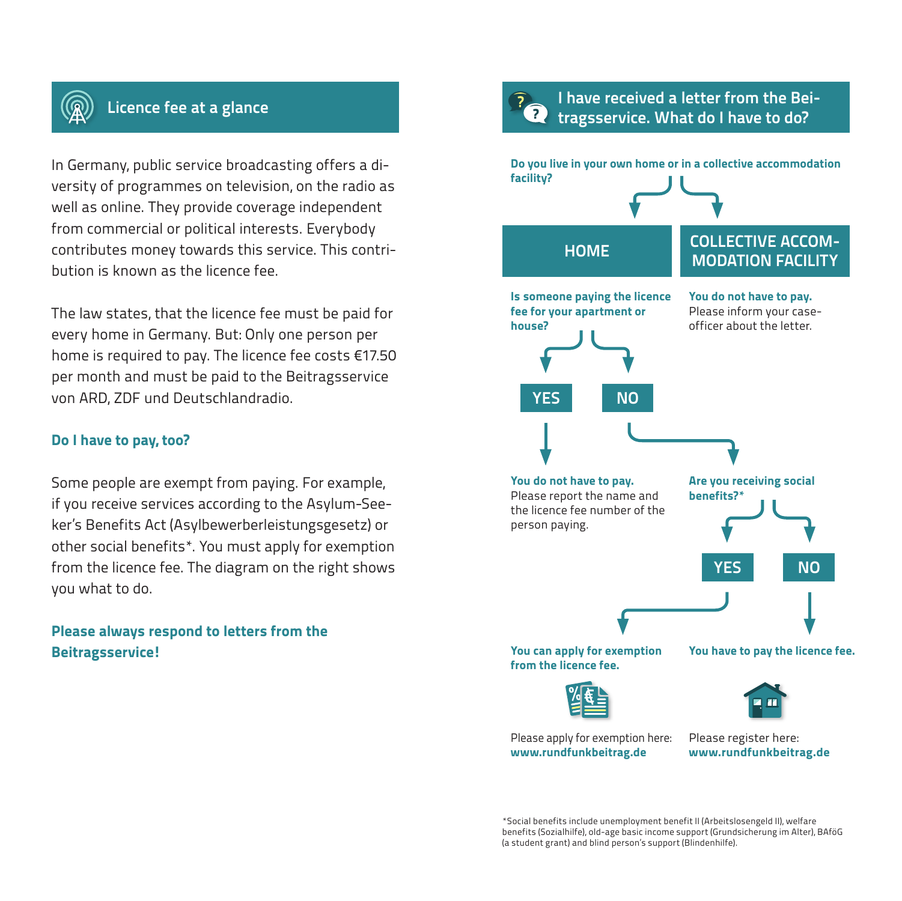## Licence fee at a glance

In Germany, public service broadcasting offers a diversity of programmes on television, on the radio as well as online. They provide coverage independent from commercial or political interests. Everybody contributes money towards this service. This contribution is known as the licence fee.

The law states, that the licence fee must be paid for every home in Germany. But: Only one person per home is required to pay. The licence fee costs €17.50 per month and must be paid to the Beitragsservice von ARD, ZDF und Deutschlandradio.

### Do I have to pay, too?

Some people are exempt from paying. For example, if you receive services according to the Asylum-Seeker's Benefits Act (Asylbewerberleistungsgesetz) or other social benefits*. You must apply for exemption from the licence fee. The diagram on the right shows you what to do.

**Please always respond to letters from the Beitragsservice!**

## I have received a letter from the Beitragsservice. What do I have to do?

**Do you live in your own home or in a collective accommodation facility?**

HOME

COLLECTIVE ACCOMMODATION FACILITY

**Is someone paying the licence fee for your apartment or house?**

**You do not have to pay.** Please inform your case-officer about the letter.

YES

NO

**You do not have to pay.** Please report the name and the licence fee number of the person paying.

**Are you receiving social benefits?***

YES

NO

**You can apply for exemption from the licence fee.**

**You have to pay the licence fee.**

Please apply for exemption here: **www.rundfunkbeitrag.de**

Please register here: **www.rundfunkbeitrag.de**

*Social benefits include unemployment benefit II (Arbeitslosengeld II), welfare benefits (Sozialhilfe), old-age basic income support (Grundsicherung im Alter), BAföG (a student grant) and blind person's support (Blindenhilfe).